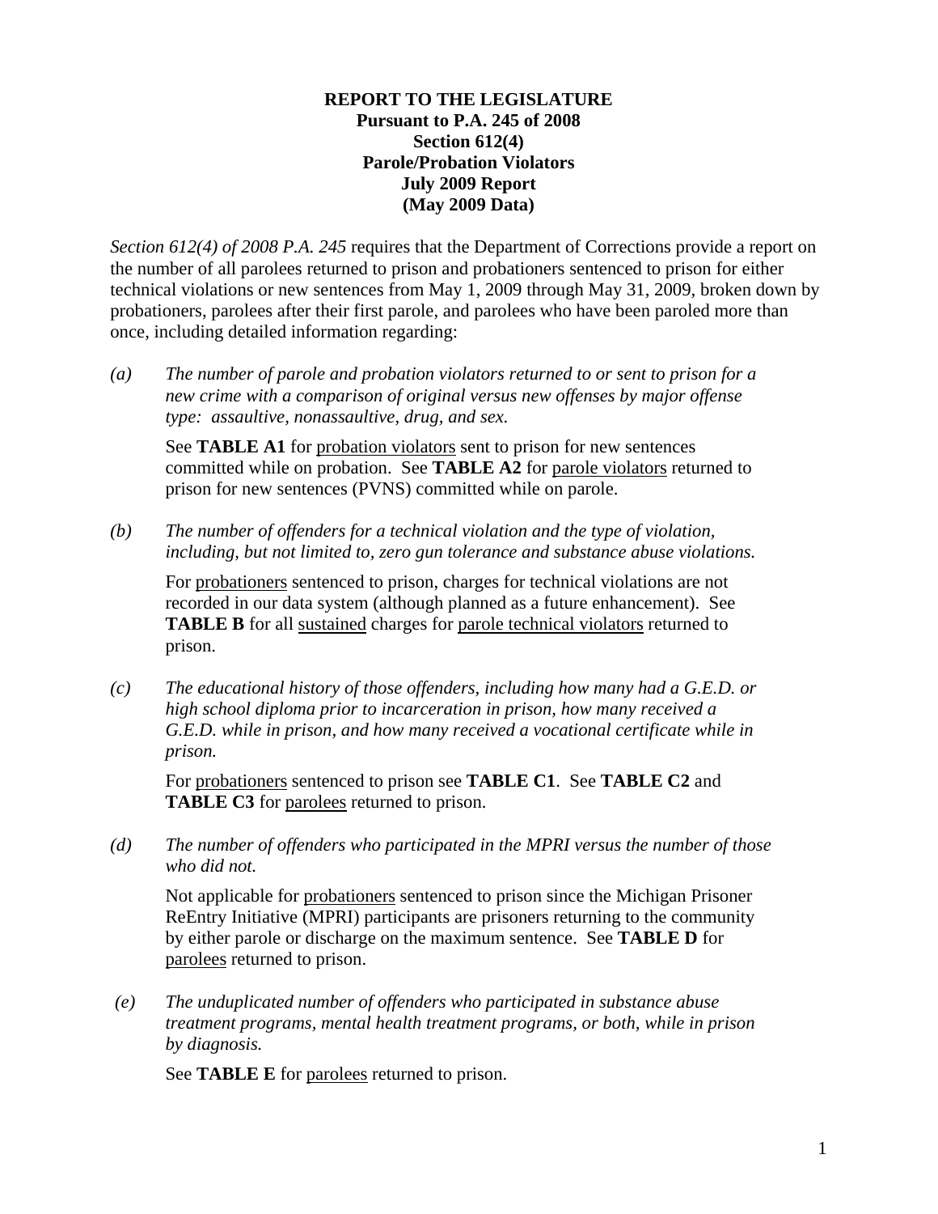**REPORT TO THE LEGISLATURE**
**Pursuant to P.A. 245 of 2008**
**Section 612(4)**
**Parole/Probation Violators**
**July 2009 Report**
**(May 2009 Data)**

*Section 612(4) of 2008 P.A. 245* requires that the Department of Corrections provide a report on the number of all parolees returned to prison and probationers sentenced to prison for either technical violations or new sentences from May 1, 2009 through May 31, 2009, broken down by probationers, parolees after their first parole, and parolees who have been paroled more than once, including detailed information regarding:

*(a)* *The number of parole and probation violators returned to or sent to prison for a new crime with a comparison of original versus new offenses by major offense type: assaultive, nonassaultive, drug, and sex.*

See **TABLE A1** for probation violators sent to prison for new sentences committed while on probation. See **TABLE A2** for parole violators returned to prison for new sentences (PVNS) committed while on parole.

*(b)* *The number of offenders for a technical violation and the type of violation, including, but not limited to, zero gun tolerance and substance abuse violations.*

For probationers sentenced to prison, charges for technical violations are not recorded in our data system (although planned as a future enhancement). See **TABLE B** for all sustained charges for parole technical violators returned to prison.

*(c)* *The educational history of those offenders, including how many had a G.E.D. or high school diploma prior to incarceration in prison, how many received a G.E.D. while in prison, and how many received a vocational certificate while in prison.*

For probationers sentenced to prison see **TABLE C1**. See **TABLE C2** and **TABLE C3** for parolees returned to prison.

*(d)* *The number of offenders who participated in the MPRI versus the number of those who did not.*

Not applicable for probationers sentenced to prison since the Michigan Prisoner ReEntry Initiative (MPRI) participants are prisoners returning to the community by either parole or discharge on the maximum sentence. See **TABLE D** for parolees returned to prison.

*(e)* *The unduplicated number of offenders who participated in substance abuse treatment programs, mental health treatment programs, or both, while in prison by diagnosis.*

See **TABLE E** for parolees returned to prison.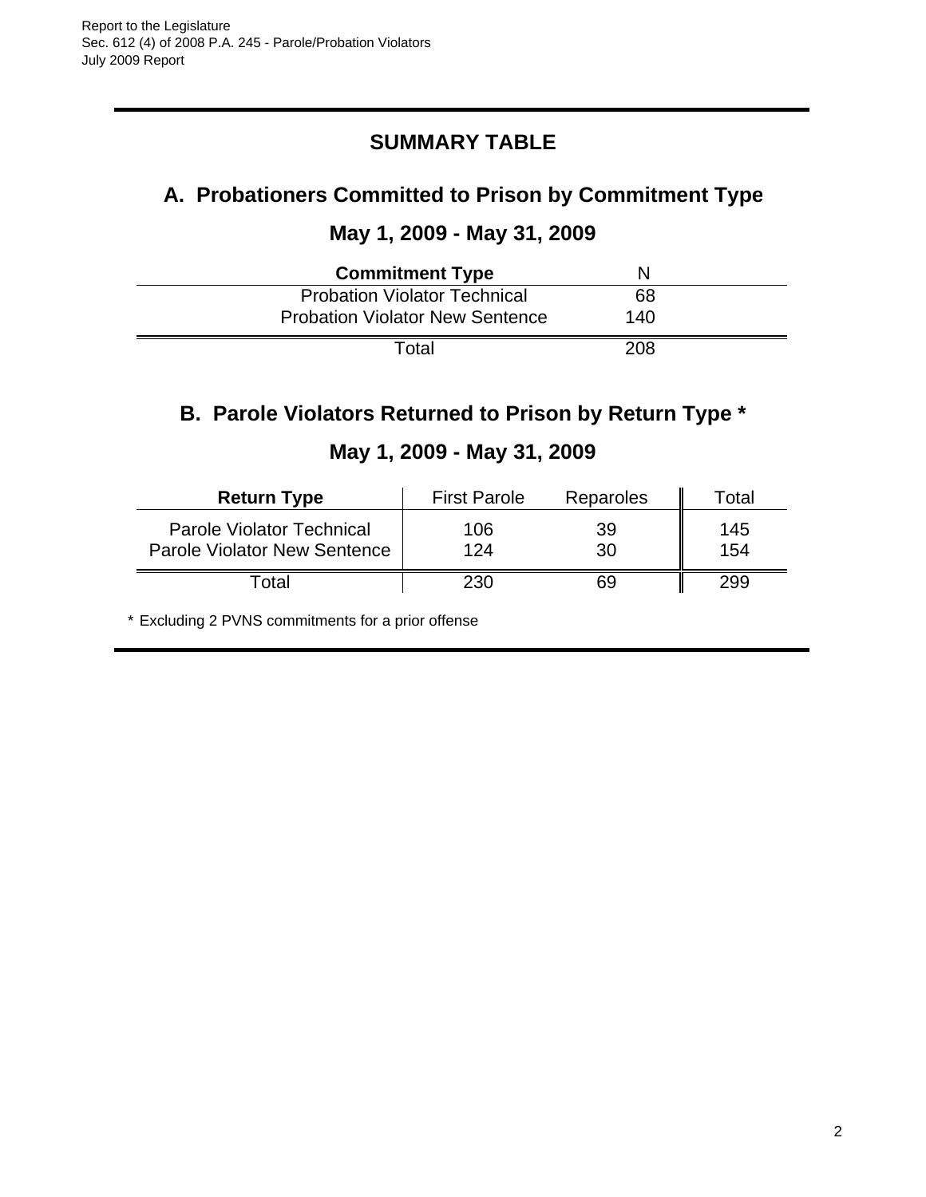# SUMMARY TABLE

## A. Probationers Committed to Prison by Commitment Type

### May 1, 2009 - May 31, 2009

| Commitment Type | N |
|---|---|
| Probation Violator Technical | 68 |
| Probation Violator New Sentence | 140 |
| Total | 208 |

## B. Parole Violators Returned to Prison by Return Type *

### May 1, 2009 - May 31, 2009

| Return Type | First Parole | Reparoles | Total |
|---|---|---|---|
| Parole Violator Technical | 106 | 39 | 145 |
| Parole Violator New Sentence | 124 | 30 | 154 |
| Total | 230 | 69 | 299 |

* Excluding 2 PVNS commitments for a prior offense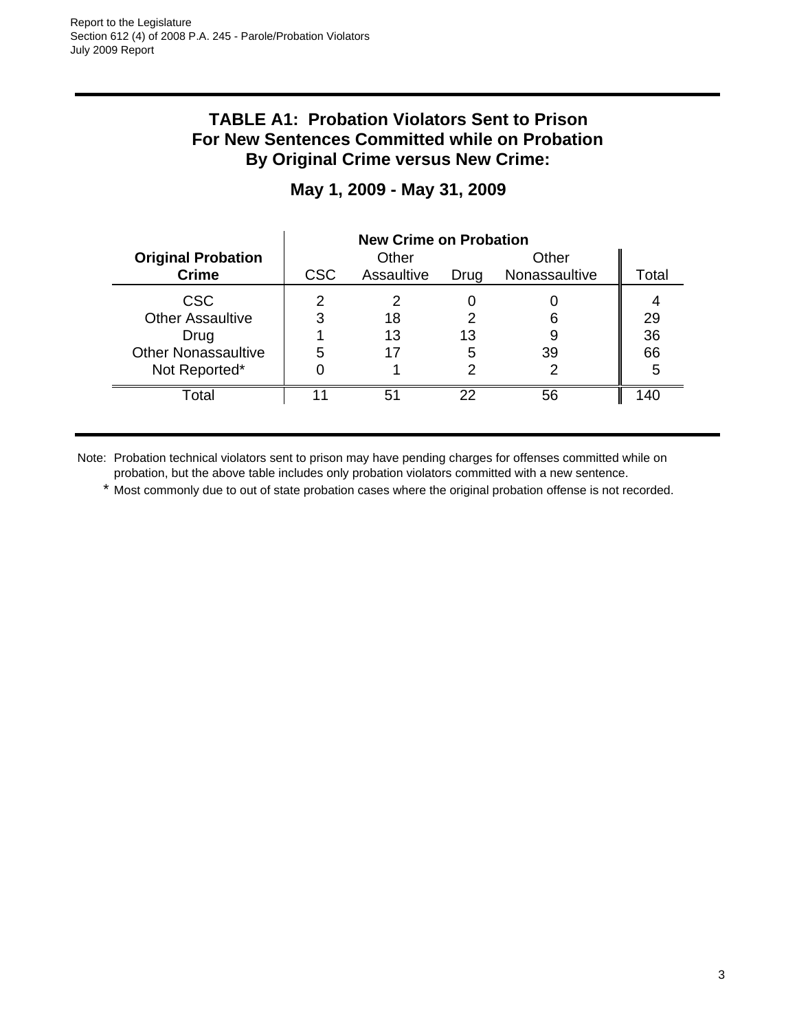## TABLE A1: Probation Violators Sent to Prison For New Sentences Committed while on Probation By Original Crime versus New Crime:

### May 1, 2009 - May 31, 2009

| Original Probation Crime | New Crime on Probation | | | | |
|---|---|---|---|---|---|
| | CSC | Other Assaultive | Drug | Other Nonassaultive | Total |
| CSC | 2 | 2 | 0 | 0 | 4 |
| Other Assaultive | 3 | 18 | 2 | 6 | 29 |
| Drug | 1 | 13 | 13 | 9 | 36 |
| Other Nonassaultive | 5 | 17 | 5 | 39 | 66 |
| Not Reported* | 0 | 1 | 2 | 2 | 5 |
| Total | 11 | 51 | 22 | 56 | 140 |

Note: Probation technical violators sent to prison may have pending charges for offenses committed while on probation, but the above table includes only probation violators committed with a new sentence.

\* Most commonly due to out of state probation cases where the original probation offense is not recorded.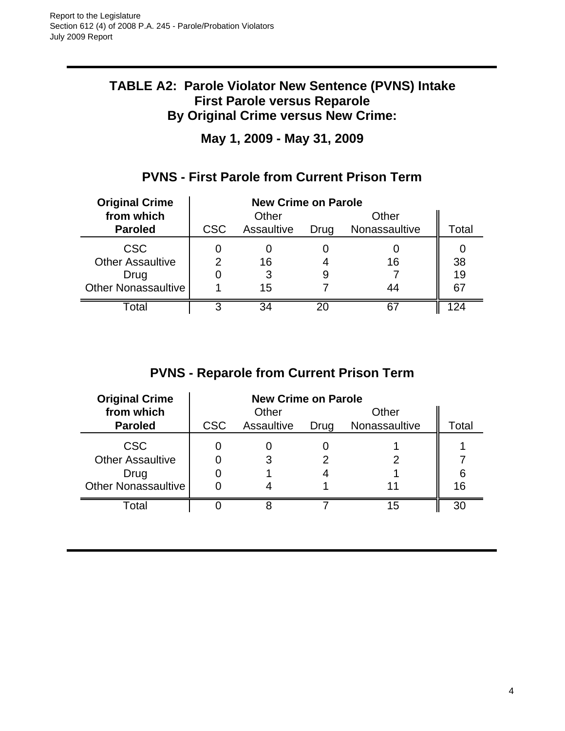## TABLE A2: Parole Violator New Sentence (PVNS) Intake First Parole versus Reparole By Original Crime versus New Crime:

### May 1, 2009 - May 31, 2009

### PVNS - First Parole from Current Prison Term

| Original Crime from which Paroled | New Crime on Parole CSC | Other Assaultive | Drug | Other Nonassaultive | Total |
|---|---|---|---|---|---|
| CSC | 0 | 0 | 0 | 0 | 0 |
| Other Assaultive | 2 | 16 | 4 | 16 | 38 |
| Drug | 0 | 3 | 9 | 7 | 19 |
| Other Nonassaultive | 1 | 15 | 7 | 44 | 67 |
| Total | 3 | 34 | 20 | 67 | 124 |

### PVNS - Reparole from Current Prison Term

| Original Crime from which Paroled | New Crime on Parole CSC | Other Assaultive | Drug | Other Nonassaultive | Total |
|---|---|---|---|---|---|
| CSC | 0 | 0 | 0 | 1 | 1 |
| Other Assaultive | 0 | 3 | 2 | 2 | 7 |
| Drug | 0 | 1 | 4 | 1 | 6 |
| Other Nonassaultive | 0 | 4 | 1 | 11 | 16 |
| Total | 0 | 8 | 7 | 15 | 30 |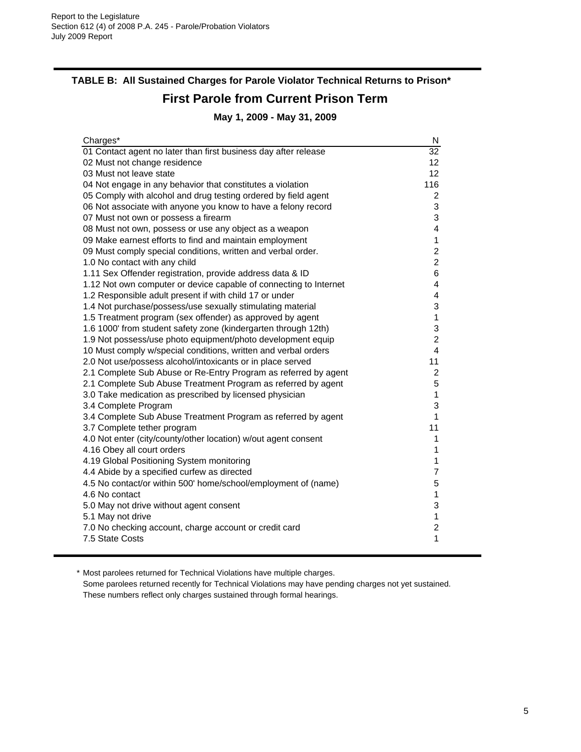Report to the Legislature
Section 612 (4) of 2008 P.A. 245 - Parole/Probation Violators
July 2009 Report

## TABLE B: All Sustained Charges for Parole Violator Technical Returns to Prison*

## First Parole from Current Prison Term

### May 1, 2009 - May 31, 2009

| Charges* | N |
|---|---|
| 01 Contact agent no later than first business day after release | 32 |
| 02 Must not change residence | 12 |
| 03 Must not leave state | 12 |
| 04 Not engage in any behavior that constitutes a violation | 116 |
| 05 Comply with alcohol and drug testing ordered by field agent | 2 |
| 06 Not associate with anyone you know to have a felony record | 3 |
| 07 Must not own or possess a firearm | 3 |
| 08 Must not own, possess or use any object as a weapon | 4 |
| 09 Make earnest efforts to find and maintain employment | 1 |
| 09 Must comply special conditions, written and verbal order. | 2 |
| 1.0 No contact with any child | 2 |
| 1.11 Sex Offender registration, provide address data & ID | 6 |
| 1.12 Not own computer or device capable of connecting to Internet | 4 |
| 1.2 Responsible adult present if with child 17 or under | 4 |
| 1.4 Not purchase/possess/use sexually stimulating material | 3 |
| 1.5 Treatment program (sex offender) as approved by agent | 1 |
| 1.6 1000' from student safety zone (kindergarten through 12th) | 3 |
| 1.9 Not possess/use photo equipment/photo development equip | 2 |
| 10 Must comply w/special conditions, written and verbal orders | 4 |
| 2.0 Not use/possess alcohol/intoxicants or in place served | 11 |
| 2.1 Complete Sub Abuse or Re-Entry Program as referred by agent | 2 |
| 2.1 Complete Sub Abuse Treatment Program as referred by agent | 5 |
| 3.0 Take medication as prescribed by licensed physician | 1 |
| 3.4 Complete Program | 3 |
| 3.4 Complete Sub Abuse Treatment Program as referred by agent | 1 |
| 3.7 Complete tether program | 11 |
| 4.0 Not enter (city/county/other location) w/out agent consent | 1 |
| 4.16 Obey all court orders | 1 |
| 4.19 Global Positioning System monitoring | 1 |
| 4.4 Abide by a specified curfew as directed | 7 |
| 4.5 No contact/or within 500' home/school/employment of (name) | 5 |
| 4.6 No contact | 1 |
| 5.0 May not drive without agent consent | 3 |
| 5.1 May not drive | 1 |
| 7.0 No checking account, charge account or credit card | 2 |
| 7.5 State Costs | 1 |

\* Most parolees returned for Technical Violations have multiple charges.
Some parolees returned recently for Technical Violations may have pending charges not yet sustained.
These numbers reflect only charges sustained through formal hearings.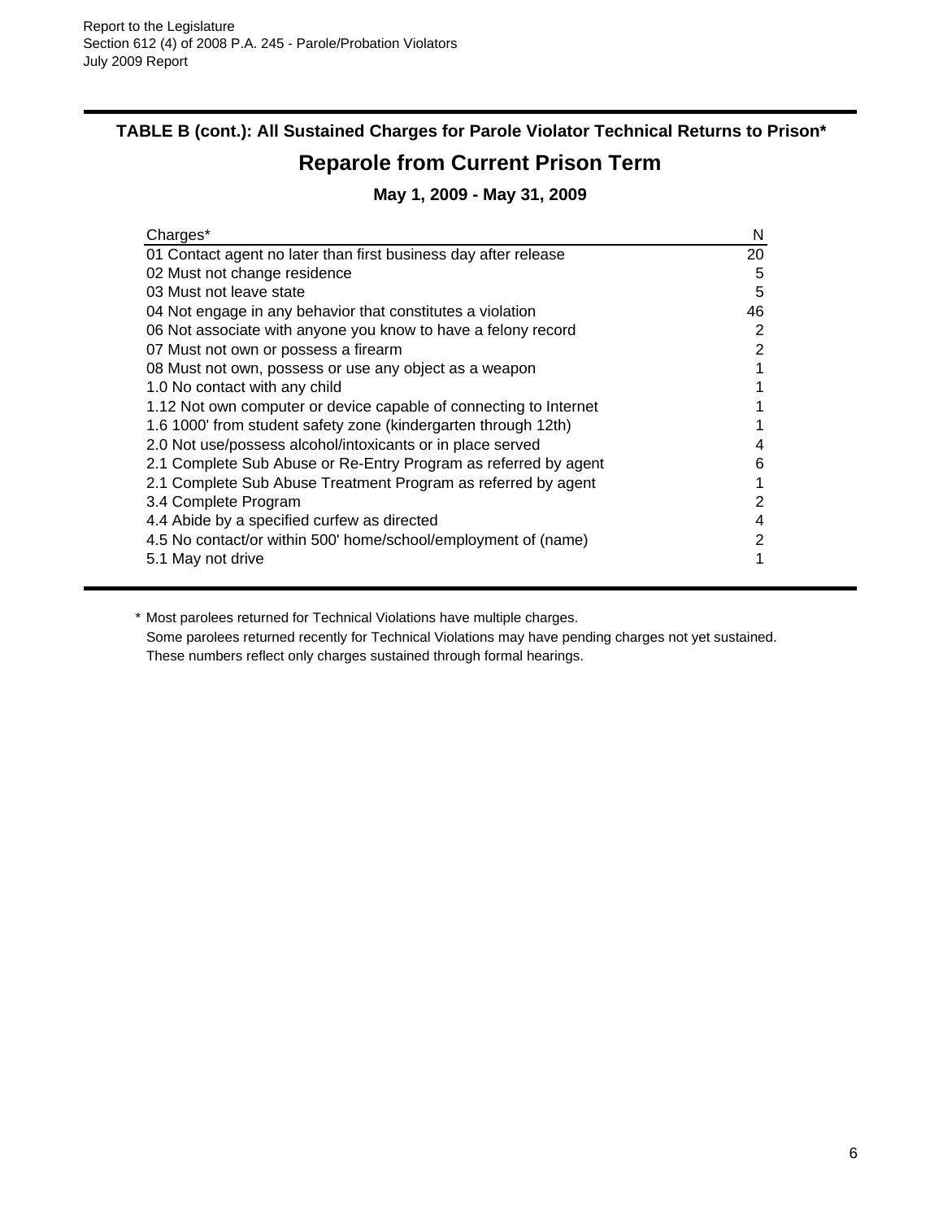## TABLE B (cont.): All Sustained Charges for Parole Violator Technical Returns to Prison*

# Reparole from Current Prison Term

### May 1, 2009 - May 31, 2009

| Charges* | N |
|---|---|
| 01 Contact agent no later than first business day after release | 20 |
| 02 Must not change residence | 5 |
| 03 Must not leave state | 5 |
| 04 Not engage in any behavior that constitutes a violation | 46 |
| 06 Not associate with anyone you know to have a felony record | 2 |
| 07 Must not own or possess a firearm | 2 |
| 08 Must not own, possess or use any object as a weapon | 1 |
| 1.0 No contact with any child | 1 |
| 1.12 Not own computer or device capable of connecting to Internet | 1 |
| 1.6 1000' from student safety zone (kindergarten through 12th) | 1 |
| 2.0 Not use/possess alcohol/intoxicants or in place served | 4 |
| 2.1 Complete Sub Abuse or Re-Entry Program as referred by agent | 6 |
| 2.1 Complete Sub Abuse Treatment Program as referred by agent | 1 |
| 3.4 Complete Program | 2 |
| 4.4 Abide by a specified curfew as directed | 4 |
| 4.5 No contact/or within 500' home/school/employment of (name) | 2 |
| 5.1 May not drive | 1 |

\* Most parolees returned for Technical Violations have multiple charges.
Some parolees returned recently for Technical Violations may have pending charges not yet sustained.
These numbers reflect only charges sustained through formal hearings.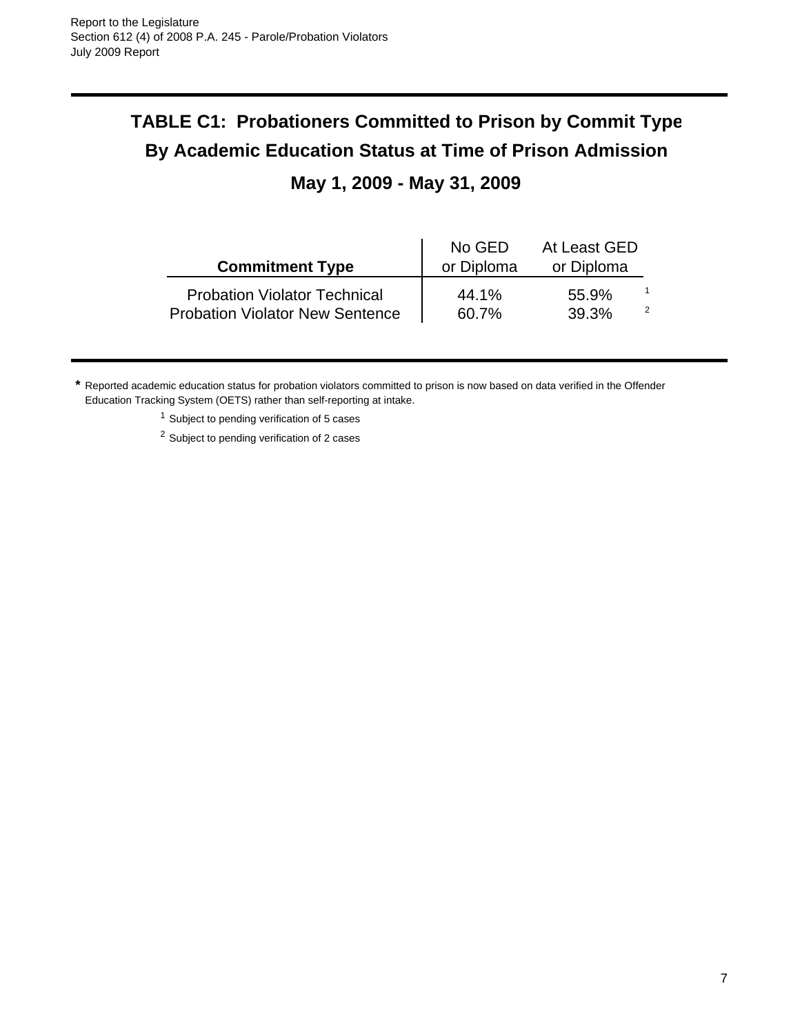## TABLE C1: Probationers Committed to Prison by Commit Type By Academic Education Status at Time of Prison Admission

### May 1, 2009 - May 31, 2009

| Commitment Type | No GED or Diploma | At Least GED or Diploma | |
|---|---|---|---|
| Probation Violator Technical | 44.1% | 55.9% | [1] |
| Probation Violator New Sentence | 60.7% | 39.3% | [2] |

* Reported academic education status for probation violators committed to prison is now based on data verified in the Offender Education Tracking System (OETS) rather than self-reporting at intake.

[1] Subject to pending verification of 5 cases

[2] Subject to pending verification of 2 cases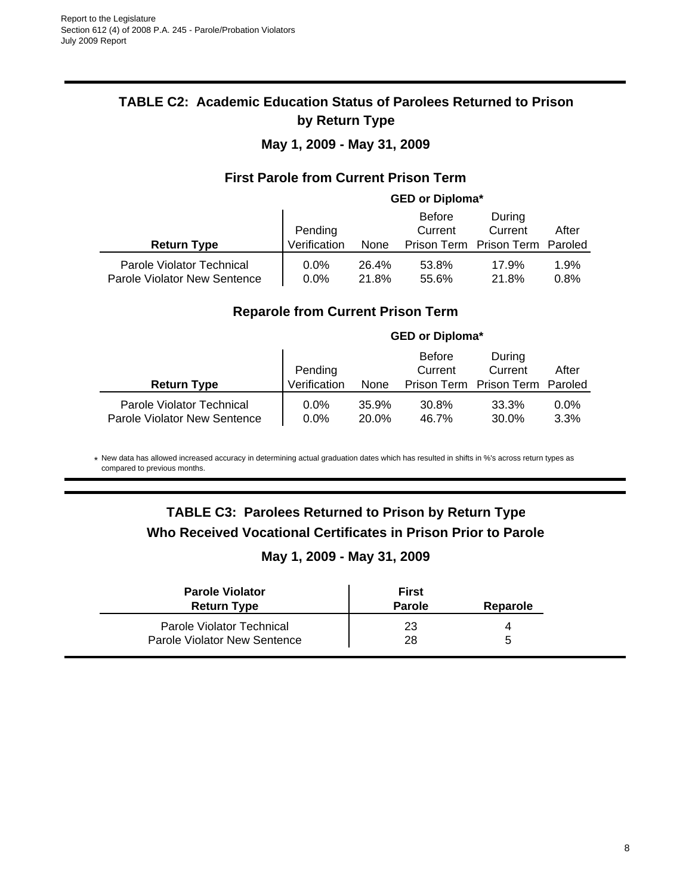## TABLE C2: Academic Education Status of Parolees Returned to Prison by Return Type

### May 1, 2009 - May 31, 2009

### First Parole from Current Prison Term

| | GED or Diploma* | | | | |
|---|---|---|---|---|---|
| **Return Type** | Pending Verification | None | Before Current Prison Term | During Current Prison Term | After Paroled |
| Parole Violator Technical | 0.0% | 26.4% | 53.8% | 17.9% | 1.9% |
| Parole Violator New Sentence | 0.0% | 21.8% | 55.6% | 21.8% | 0.8% |

### Reparole from Current Prison Term

| | GED or Diploma* | | | | |
|---|---|---|---|---|---|
| **Return Type** | Pending Verification | None | Before Current Prison Term | During Current Prison Term | After Paroled |
| Parole Violator Technical | 0.0% | 35.9% | 30.8% | 33.3% | 0.0% |
| Parole Violator New Sentence | 0.0% | 20.0% | 46.7% | 30.0% | 3.3% |

* New data has allowed increased accuracy in determining actual graduation dates which has resulted in shifts in %'s across return types as compared to previous months.

## TABLE C3: Parolees Returned to Prison by Return Type Who Received Vocational Certificates in Prison Prior to Parole

### May 1, 2009 - May 31, 2009

| **Parole Violator Return Type** | **First Parole** | **Reparole** |
|---|---|---|
| Parole Violator Technical | 23 | 4 |
| Parole Violator New Sentence | 28 | 5 |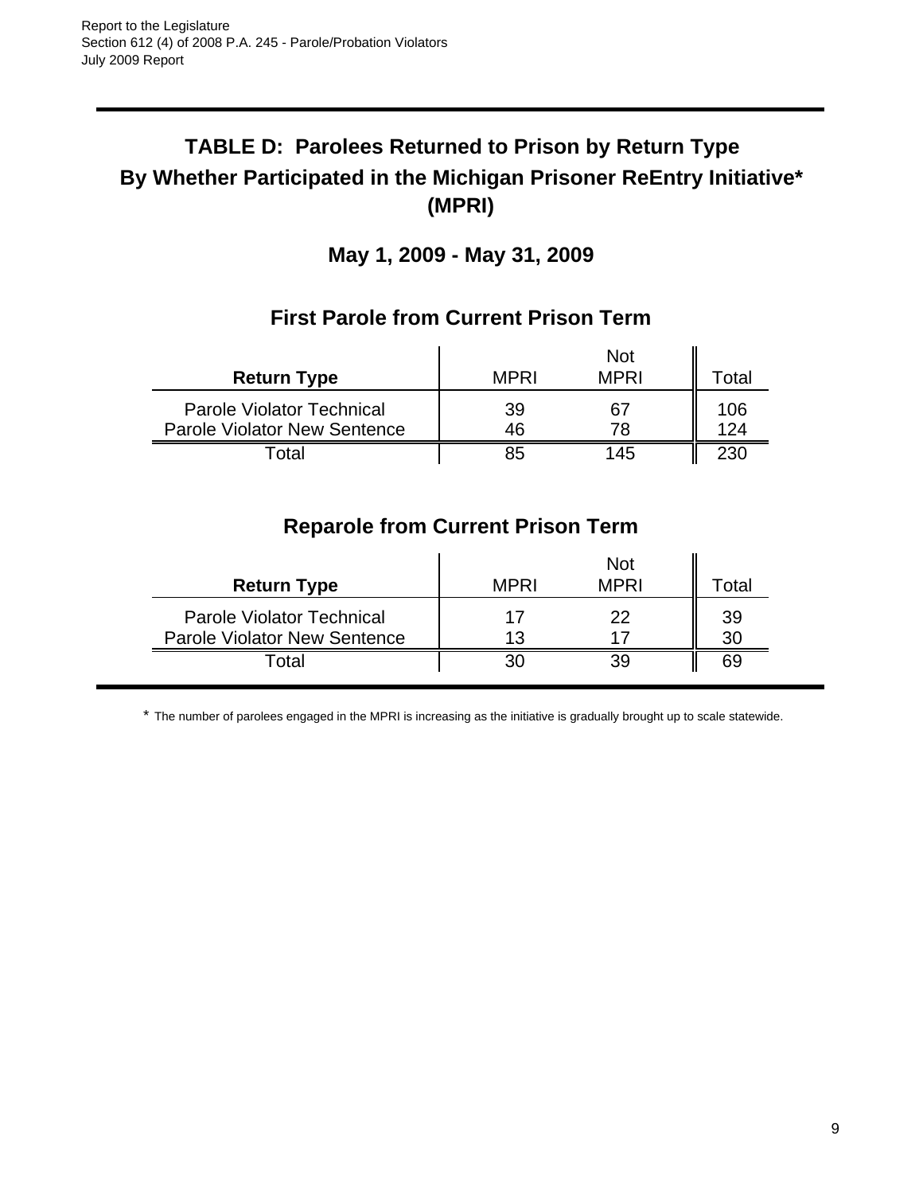# TABLE D: Parolees Returned to Prison by Return Type By Whether Participated in the Michigan Prisoner ReEntry Initiative* (MPRI)

## May 1, 2009 - May 31, 2009

### First Parole from Current Prison Term

| Return Type | MPRI | Not MPRI | Total |
|---|---|---|---|
| Parole Violator Technical | 39 | 67 | 106 |
| Parole Violator New Sentence | 46 | 78 | 124 |
| Total | 85 | 145 | 230 |

### Reparole from Current Prison Term

| Return Type | MPRI | Not MPRI | Total |
|---|---|---|---|
| Parole Violator Technical | 17 | 22 | 39 |
| Parole Violator New Sentence | 13 | 17 | 30 |
| Total | 30 | 39 | 69 |

* The number of parolees engaged in the MPRI is increasing as the initiative is gradually brought up to scale statewide.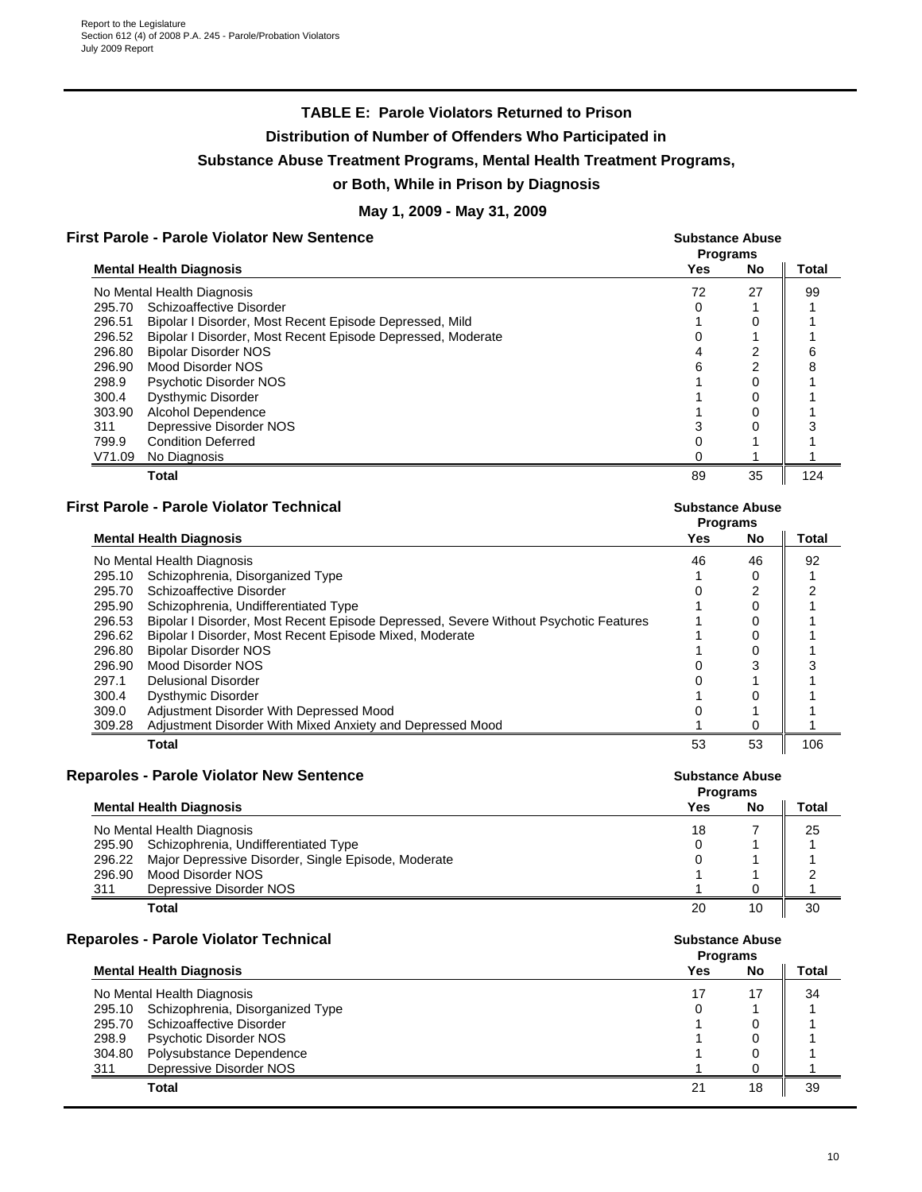## TABLE E: Parole Violators Returned to Prison

## Distribution of Number of Offenders Who Participated in Substance Abuse Treatment Programs, Mental Health Treatment Programs, or Both, While in Prison by Diagnosis

### May 1, 2009 - May 31, 2009

### First Parole - Parole Violator New Sentence

| | Mental Health Diagnosis | Substance Abuse Programs | | |
|---|---|---|---|---|
| | | Yes | No | Total |
| | No Mental Health Diagnosis | 72 | 27 | 99 |
| 295.70 | Schizoaffective Disorder | 0 | 1 | 1 |
| 296.51 | Bipolar I Disorder, Most Recent Episode Depressed, Mild | 1 | 0 | 1 |
| 296.52 | Bipolar I Disorder, Most Recent Episode Depressed, Moderate | 0 | 1 | 1 |
| 296.80 | Bipolar Disorder NOS | 4 | 2 | 6 |
| 296.90 | Mood Disorder NOS | 6 | 2 | 8 |
| 298.9 | Psychotic Disorder NOS | 1 | 0 | 1 |
| 300.4 | Dysthymic Disorder | 1 | 0 | 1 |
| 303.90 | Alcohol Dependence | 1 | 0 | 1 |
| 311 | Depressive Disorder NOS | 3 | 0 | 3 |
| 799.9 | Condition Deferred | 0 | 1 | 1 |
| V71.09 | No Diagnosis | 0 | 1 | 1 |
| | **Total** | 89 | 35 | 124 |

### First Parole - Parole Violator Technical

| | Mental Health Diagnosis | Substance Abuse Programs | | |
|---|---|---|---|---|
| | | Yes | No | Total |
| | No Mental Health Diagnosis | 46 | 46 | 92 |
| 295.10 | Schizophrenia, Disorganized Type | 1 | 0 | 1 |
| 295.70 | Schizoaffective Disorder | 0 | 2 | 2 |
| 295.90 | Schizophrenia, Undifferentiated Type | 1 | 0 | 1 |
| 296.53 | Bipolar I Disorder, Most Recent Episode Depressed, Severe Without Psychotic Features | 1 | 0 | 1 |
| 296.62 | Bipolar I Disorder, Most Recent Episode Mixed, Moderate | 1 | 0 | 1 |
| 296.80 | Bipolar Disorder NOS | 1 | 0 | 1 |
| 296.90 | Mood Disorder NOS | 0 | 3 | 3 |
| 297.1 | Delusional Disorder | 0 | 1 | 1 |
| 300.4 | Dysthymic Disorder | 1 | 0 | 1 |
| 309.0 | Adjustment Disorder With Depressed Mood | 0 | 1 | 1 |
| 309.28 | Adjustment Disorder With Mixed Anxiety and Depressed Mood | 1 | 0 | 1 |
| | **Total** | 53 | 53 | 106 |

### Reparoles - Parole Violator New Sentence

| | Mental Health Diagnosis | Substance Abuse Programs | | |
|---|---|---|---|---|
| | | Yes | No | Total |
| | No Mental Health Diagnosis | 18 | 7 | 25 |
| 295.90 | Schizophrenia, Undifferentiated Type | 0 | 1 | 1 |
| 296.22 | Major Depressive Disorder, Single Episode, Moderate | 0 | 1 | 1 |
| 296.90 | Mood Disorder NOS | 1 | 1 | 2 |
| 311 | Depressive Disorder NOS | 1 | 0 | 1 |
| | **Total** | 20 | 10 | 30 |

### Reparoles - Parole Violator Technical

| | Mental Health Diagnosis | Substance Abuse Programs | | |
|---|---|---|---|---|
| | | Yes | No | Total |
| | No Mental Health Diagnosis | 17 | 17 | 34 |
| 295.10 | Schizophrenia, Disorganized Type | 0 | 1 | 1 |
| 295.70 | Schizoaffective Disorder | 1 | 0 | 1 |
| 298.9 | Psychotic Disorder NOS | 1 | 0 | 1 |
| 304.80 | Polysubstance Dependence | 1 | 0 | 1 |
| 311 | Depressive Disorder NOS | 1 | 0 | 1 |
| | **Total** | 21 | 18 | 39 |